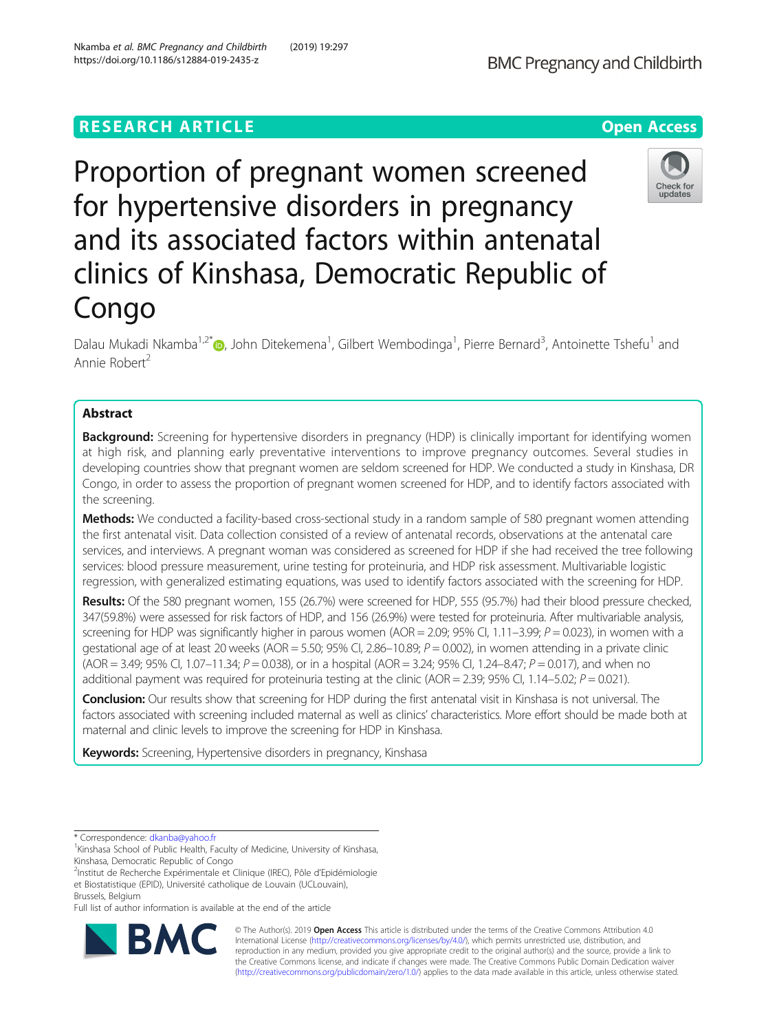RESEARCH ARTICLE

Open Access

# Proportion of pregnant women screened for hypertensive disorders in pregnancy and its associated factors within antenatal clinics of Kinshasa, Democratic Republic of Congo

Dalau Mukadi Nkamba[1,2*], John Ditekemena[1], Gilbert Wembodinga[1], Pierre Bernard[3], Antoinette Tshefu[1] and Annie Robert[2]

## Abstract

**Background:** Screening for hypertensive disorders in pregnancy (HDP) is clinically important for identifying women at high risk, and planning early preventative interventions to improve pregnancy outcomes. Several studies in developing countries show that pregnant women are seldom screened for HDP. We conducted a study in Kinshasa, DR Congo, in order to assess the proportion of pregnant women screened for HDP, and to identify factors associated with the screening.

**Methods:** We conducted a facility-based cross-sectional study in a random sample of 580 pregnant women attending the first antenatal visit. Data collection consisted of a review of antenatal records, observations at the antenatal care services, and interviews. A pregnant woman was considered as screened for HDP if she had received the tree following services: blood pressure measurement, urine testing for proteinuria, and HDP risk assessment. Multivariable logistic regression, with generalized estimating equations, was used to identify factors associated with the screening for HDP.

**Results:** Of the 580 pregnant women, 155 (26.7%) were screened for HDP, 555 (95.7%) had their blood pressure checked, 347(59.8%) were assessed for risk factors of HDP, and 156 (26.9%) were tested for proteinuria. After multivariable analysis, screening for HDP was significantly higher in parous women (AOR = 2.09; 95% CI, 1.11–3.99; $P = 0.023$), in women with a gestational age of at least 20 weeks (AOR = 5.50; 95% CI, 2.86–10.89; $P = 0.002$), in women attending in a private clinic (AOR = 3.49; 95% CI, 1.07–11.34; $P = 0.038$), or in a hospital (AOR = 3.24; 95% CI, 1.24–8.47; $P = 0.017$), and when no additional payment was required for proteinuria testing at the clinic (AOR = 2.39; 95% CI, 1.14–5.02; $P = 0.021$).

**Conclusion:** Our results show that screening for HDP during the first antenatal visit in Kinshasa is not universal. The factors associated with screening included maternal as well as clinics' characteristics. More effort should be made both at maternal and clinic levels to improve the screening for HDP in Kinshasa.

**Keywords:** Screening, Hypertensive disorders in pregnancy, Kinshasa

---

\* Correspondence: dkanba@yahoo.fr

[1]Kinshasa School of Public Health, Faculty of Medicine, University of Kinshasa, Kinshasa, Democratic Republic of Congo

[2]Institut de Recherche Expérimentale et Clinique (IREC), Pôle d'Epidémiologie et Biostatistique (EPID), Université catholique de Louvain (UCLouvain), Brussels, Belgium

Full list of author information is available at the end of the article

© The Author(s). 2019 **Open Access** This article is distributed under the terms of the Creative Commons Attribution 4.0 International License (http://creativecommons.org/licenses/by/4.0/), which permits unrestricted use, distribution, and reproduction in any medium, provided you give appropriate credit to the original author(s) and the source, provide a link to the Creative Commons license, and indicate if changes were made. The Creative Commons Public Domain Dedication waiver (http://creativecommons.org/publicdomain/zero/1.0/) applies to the data made available in this article, unless otherwise stated.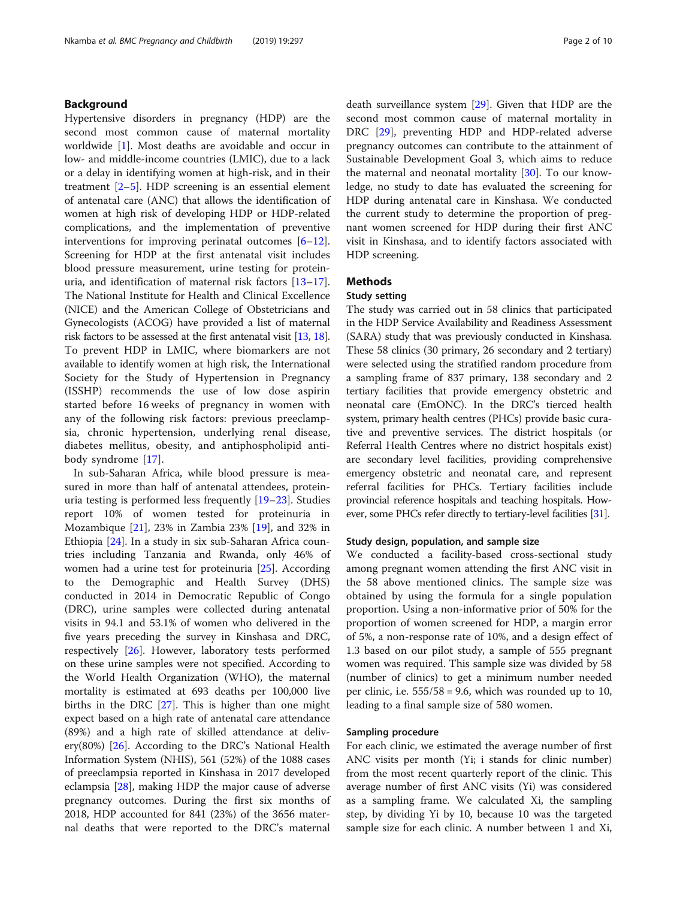## Background

Hypertensive disorders in pregnancy (HDP) are the second most common cause of maternal mortality worldwide [1]. Most deaths are avoidable and occur in low- and middle-income countries (LMIC), due to a lack or a delay in identifying women at high-risk, and in their treatment [2–5]. HDP screening is an essential element of antenatal care (ANC) that allows the identification of women at high risk of developing HDP or HDP-related complications, and the implementation of preventive interventions for improving perinatal outcomes [6–12]. Screening for HDP at the first antenatal visit includes blood pressure measurement, urine testing for proteinuria, and identification of maternal risk factors [13–17]. The National Institute for Health and Clinical Excellence (NICE) and the American College of Obstetricians and Gynecologists (ACOG) have provided a list of maternal risk factors to be assessed at the first antenatal visit [13, 18]. To prevent HDP in LMIC, where biomarkers are not available to identify women at high risk, the International Society for the Study of Hypertension in Pregnancy (ISSHP) recommends the use of low dose aspirin started before 16 weeks of pregnancy in women with any of the following risk factors: previous preeclampsia, chronic hypertension, underlying renal disease, diabetes mellitus, obesity, and antiphospholipid antibody syndrome [17].

In sub-Saharan Africa, while blood pressure is measured in more than half of antenatal attendees, proteinuria testing is performed less frequently [19–23]. Studies report 10% of women tested for proteinuria in Mozambique [21], 23% in Zambia 23% [19], and 32% in Ethiopia [24]. In a study in six sub-Saharan Africa countries including Tanzania and Rwanda, only 46% of women had a urine test for proteinuria [25]. According to the Demographic and Health Survey (DHS) conducted in 2014 in Democratic Republic of Congo (DRC), urine samples were collected during antenatal visits in 94.1 and 53.1% of women who delivered in the five years preceding the survey in Kinshasa and DRC, respectively [26]. However, laboratory tests performed on these urine samples were not specified. According to the World Health Organization (WHO), the maternal mortality is estimated at 693 deaths per 100,000 live births in the DRC [27]. This is higher than one might expect based on a high rate of antenatal care attendance (89%) and a high rate of skilled attendance at delivery(80%) [26]. According to the DRC's National Health Information System (NHIS), 561 (52%) of the 1088 cases of preeclampsia reported in Kinshasa in 2017 developed eclampsia [28], making HDP the major cause of adverse pregnancy outcomes. During the first six months of 2018, HDP accounted for 841 (23%) of the 3656 maternal deaths that were reported to the DRC's maternal death surveillance system [29]. Given that HDP are the second most common cause of maternal mortality in DRC [29], preventing HDP and HDP-related adverse pregnancy outcomes can contribute to the attainment of Sustainable Development Goal 3, which aims to reduce the maternal and neonatal mortality [30]. To our knowledge, no study to date has evaluated the screening for HDP during antenatal care in Kinshasa. We conducted the current study to determine the proportion of pregnant women screened for HDP during their first ANC visit in Kinshasa, and to identify factors associated with HDP screening.

## Methods

### Study setting

The study was carried out in 58 clinics that participated in the HDP Service Availability and Readiness Assessment (SARA) study that was previously conducted in Kinshasa. These 58 clinics (30 primary, 26 secondary and 2 tertiary) were selected using the stratified random procedure from a sampling frame of 837 primary, 138 secondary and 2 tertiary facilities that provide emergency obstetric and neonatal care (EmONC). In the DRC's tierced health system, primary health centres (PHCs) provide basic curative and preventive services. The district hospitals (or Referral Health Centres where no district hospitals exist) are secondary level facilities, providing comprehensive emergency obstetric and neonatal care, and represent referral facilities for PHCs. Tertiary facilities include provincial reference hospitals and teaching hospitals. However, some PHCs refer directly to tertiary-level facilities [31].

### Study design, population, and sample size

We conducted a facility-based cross-sectional study among pregnant women attending the first ANC visit in the 58 above mentioned clinics. The sample size was obtained by using the formula for a single population proportion. Using a non-informative prior of 50% for the proportion of women screened for HDP, a margin error of 5%, a non-response rate of 10%, and a design effect of 1.3 based on our pilot study, a sample of 555 pregnant women was required. This sample size was divided by 58 (number of clinics) to get a minimum number needed per clinic, i.e. 555/58 = 9.6, which was rounded up to 10, leading to a final sample size of 580 women.

### Sampling procedure

For each clinic, we estimated the average number of first ANC visits per month ($Y_i$; i stands for clinic number) from the most recent quarterly report of the clinic. This average number of first ANC visits ($Y_i$) was considered as a sampling frame. We calculated $X_i$, the sampling step, by dividing $Y_i$ by 10, because 10 was the targeted sample size for each clinic. A number between 1 and $X_i$,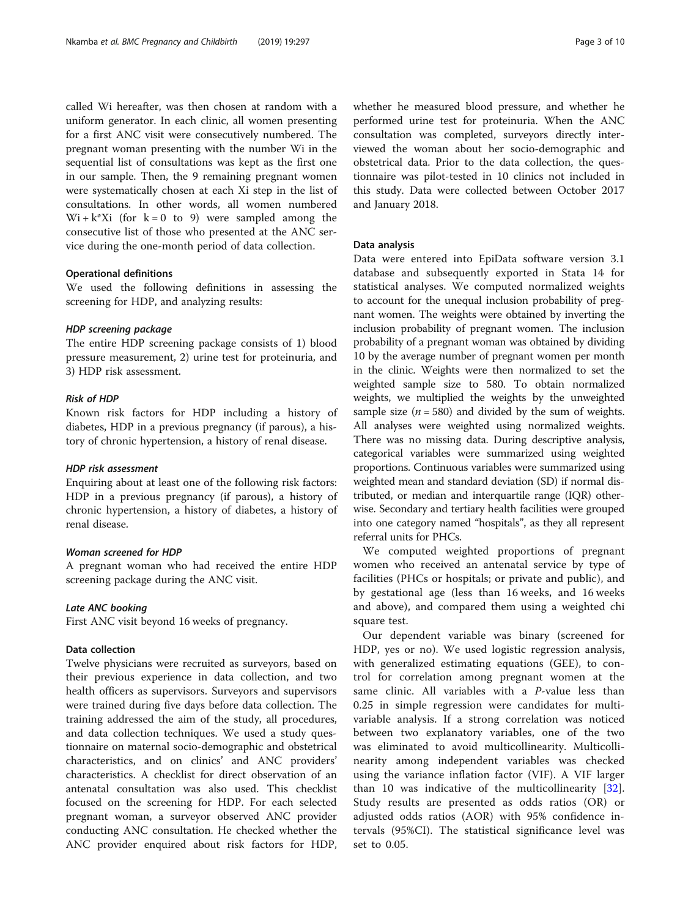called Wi hereafter, was then chosen at random with a uniform generator. In each clinic, all women presenting for a first ANC visit were consecutively numbered. The pregnant woman presenting with the number Wi in the sequential list of consultations was kept as the first one in our sample. Then, the 9 remaining pregnant women were systematically chosen at each Xi step in the list of consultations. In other words, all women numbered $Wi + k*Xi$ (for $k = 0$ to 9) were sampled among the consecutive list of those who presented at the ANC service during the one-month period of data collection.

### Operational definitions

We used the following definitions in assessing the screening for HDP, and analyzing results:

#### *HDP screening package*

The entire HDP screening package consists of 1) blood pressure measurement, 2) urine test for proteinuria, and 3) HDP risk assessment.

#### *Risk of HDP*

Known risk factors for HDP including a history of diabetes, HDP in a previous pregnancy (if parous), a history of chronic hypertension, a history of renal disease.

#### *HDP risk assessment*

Enquiring about at least one of the following risk factors: HDP in a previous pregnancy (if parous), a history of chronic hypertension, a history of diabetes, a history of renal disease.

#### *Woman screened for HDP*

A pregnant woman who had received the entire HDP screening package during the ANC visit.

#### *Late ANC booking*

First ANC visit beyond 16 weeks of pregnancy.

### Data collection

Twelve physicians were recruited as surveyors, based on their previous experience in data collection, and two health officers as supervisors. Surveyors and supervisors were trained during five days before data collection. The training addressed the aim of the study, all procedures, and data collection techniques. We used a study questionnaire on maternal socio-demographic and obstetrical characteristics, and on clinics' and ANC providers' characteristics. A checklist for direct observation of an antenatal consultation was also used. This checklist focused on the screening for HDP. For each selected pregnant woman, a surveyor observed ANC provider conducting ANC consultation. He checked whether the ANC provider enquired about risk factors for HDP, whether he measured blood pressure, and whether he performed urine test for proteinuria. When the ANC consultation was completed, surveyors directly interviewed the woman about her socio-demographic and obstetrical data. Prior to the data collection, the questionnaire was pilot-tested in 10 clinics not included in this study. Data were collected between October 2017 and January 2018.

### Data analysis

Data were entered into EpiData software version 3.1 database and subsequently exported in Stata 14 for statistical analyses. We computed normalized weights to account for the unequal inclusion probability of pregnant women. The weights were obtained by inverting the inclusion probability of pregnant women. The inclusion probability of a pregnant woman was obtained by dividing 10 by the average number of pregnant women per month in the clinic. Weights were then normalized to set the weighted sample size to 580. To obtain normalized weights, we multiplied the weights by the unweighted sample size ($n = 580$) and divided by the sum of weights. All analyses were weighted using normalized weights. There was no missing data. During descriptive analysis, categorical variables were summarized using weighted proportions. Continuous variables were summarized using weighted mean and standard deviation (SD) if normal distributed, or median and interquartile range (IQR) otherwise. Secondary and tertiary health facilities were grouped into one category named "hospitals", as they all represent referral units for PHCs.

We computed weighted proportions of pregnant women who received an antenatal service by type of facilities (PHCs or hospitals; or private and public), and by gestational age (less than 16 weeks, and 16 weeks and above), and compared them using a weighted chi square test.

Our dependent variable was binary (screened for HDP, yes or no). We used logistic regression analysis, with generalized estimating equations (GEE), to control for correlation among pregnant women at the same clinic. All variables with a *P*-value less than 0.25 in simple regression were candidates for multivariable analysis. If a strong correlation was noticed between two explanatory variables, one of the two was eliminated to avoid multicollinearity. Multicollinearity among independent variables was checked using the variance inflation factor (VIF). A VIF larger than 10 was indicative of the multicollinearity [32]. Study results are presented as odds ratios (OR) or adjusted odds ratios (AOR) with 95% confidence intervals (95%CI). The statistical significance level was set to 0.05.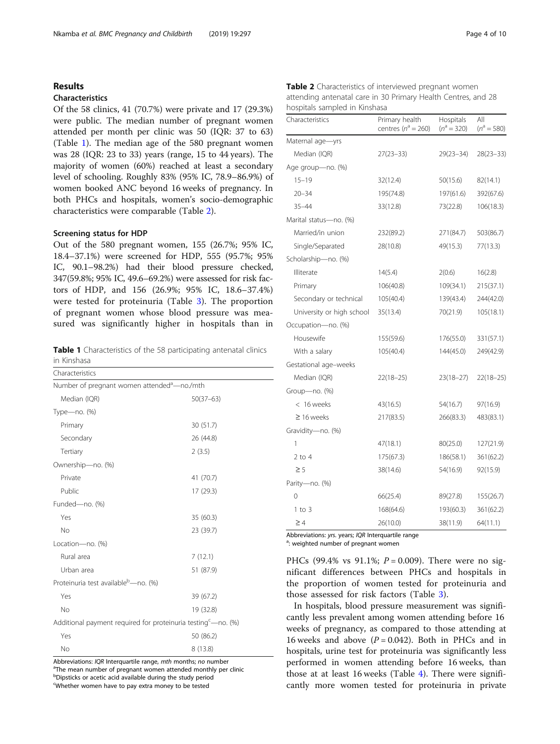## Results

### Characteristics

Of the 58 clinics, 41 (70.7%) were private and 17 (29.3%) were public. The median number of pregnant women attended per month per clinic was 50 (IQR: 37 to 63) (Table 1). The median age of the 580 pregnant women was 28 (IQR: 23 to 33) years (range, 15 to 44 years). The majority of women (60%) reached at least a secondary level of schooling. Roughly 83% (95% IC, 78.9–86.9%) of women booked ANC beyond 16 weeks of pregnancy. In both PHCs and hospitals, women's socio-demographic characteristics were comparable (Table 2).

### Screening status for HDP

Out of the 580 pregnant women, 155 (26.7%; 95% IC, 18.4–37.1%) were screened for HDP, 555 (95.7%; 95% IC, 90.1–98.2%) had their blood pressure checked, 347(59.8%; 95% IC, 49.6–69.2%) were assessed for risk factors of HDP, and 156 (26.9%; 95% IC, 18.6–37.4%) were tested for proteinuria (Table 3). The proportion of pregnant women whose blood pressure was measured was significantly higher in hospitals than in PHCs (99.4% vs 91.1%; $P = 0.009$). There were no significant differences between PHCs and hospitals in the proportion of women tested for proteinuria and those assessed for risk factors (Table 3).

In hospitals, blood pressure measurement was significantly less prevalent among women attending before 16 weeks of pregnancy, as compared to those attending at 16 weeks and above ($P = 0.042$). Both in PHCs and in hospitals, urine test for proteinuria was significantly less performed in women attending before 16 weeks, than those at at least 16 weeks (Table 4). There were significantly more women tested for proteinuria in private

**Table 1** Characteristics of the 58 participating antenatal clinics in Kinshasa

| Characteristics | |
|---|---|
| Number of pregnant women attended[a]—no./mth | |
| Median (IQR) | 50(37–63) |
| Type—no. (%) | |
| Primary | 30 (51.7) |
| Secondary | 26 (44.8) |
| Tertiary | 2 (3.5) |
| Ownership—no. (%) | |
| Private | 41 (70.7) |
| Public | 17 (29.3) |
| Funded—no. (%) | |
| Yes | 35 (60.3) |
| No | 23 (39.7) |
| Location—no. (%) | |
| Rural area | 7 (12.1) |
| Urban area | 51 (87.9) |
| Proteinuria test available[b]—no. (%) | |
| Yes | 39 (67.2) |
| No | 19 (32.8) |
| Additional payment required for proteinuria testing[c]—no. (%) | |
| Yes | 50 (86.2) |
| No | 8 (13.8) |

Abbreviations: *IQR* Interquartile range, *mth* months; *no* number
[a]The mean number of pregnant women attended monthly per clinic
[b]Dipsticks or acetic acid available during the study period
[c]Whether women have to pay extra money to be tested

**Table 2** Characteristics of interviewed pregnant women attending antenatal care in 30 Primary Health Centres, and 28 hospitals sampled in Kinshasa

| Characteristics | Primary health centres ($n^a = 260$) | Hospitals ($n^a = 320$) | All ($n^a = 580$) |
|---|---|---|---|
| Maternal age—yrs | | | |
| Median (IQR) | 27(23–33) | 29(23–34) | 28(23–33) |
| Age group—no. (%) | | | |
| 15–19 | 32(12.4) | 50(15.6) | 82(14.1) |
| 20–34 | 195(74.8) | 197(61.6) | 392(67.6) |
| 35–44 | 33(12.8) | 73(22.8) | 106(18.3) |
| Marital status—no. (%) | | | |
| Married/in union | 232(89.2) | 271(84.7) | 503(86.7) |
| Single/Separated | 28(10.8) | 49(15.3) | 77(13.3) |
| Scholarship—no. (%) | | | |
| Illiterate | 14(5.4) | 2(0.6) | 16(2.8) |
| Primary | 106(40.8) | 109(34.1) | 215(37.1) |
| Secondary or technical | 105(40.4) | 139(43.4) | 244(42.0) |
| University or high school | 35(13.4) | 70(21.9) | 105(18.1) |
| Occupation—no. (%) | | | |
| Housewife | 155(59.6) | 176(55.0) | 331(57.1) |
| With a salary | 105(40.4) | 144(45.0) | 249(42.9) |
| Gestational age–weeks | | | |
| Median (IQR) | 22(18–25) | 23(18–27) | 22(18–25) |
| Group—no. (%) | | | |
| < 16 weeks | 43(16.5) | 54(16.7) | 97(16.9) |
| ≥ 16 weeks | 217(83.5) | 266(83.3) | 483(83.1) |
| Gravidity—no. (%) | | | |
| 1 | 47(18.1) | 80(25.0) | 127(21.9) |
| 2 to 4 | 175(67.3) | 186(58.1) | 361(62.2) |
| ≥ 5 | 38(14.6) | 54(16.9) | 92(15.9) |
| Parity—no. (%) | | | |
| 0 | 66(25.4) | 89(27.8) | 155(26.7) |
| 1 to 3 | 168(64.6) | 193(60.3) | 361(62.2) |
| ≥ 4 | 26(10.0) | 38(11.9) | 64(11.1) |

Abbreviations: *yrs.* years; *IQR* Interquartile range
[a]: weighted number of pregnant women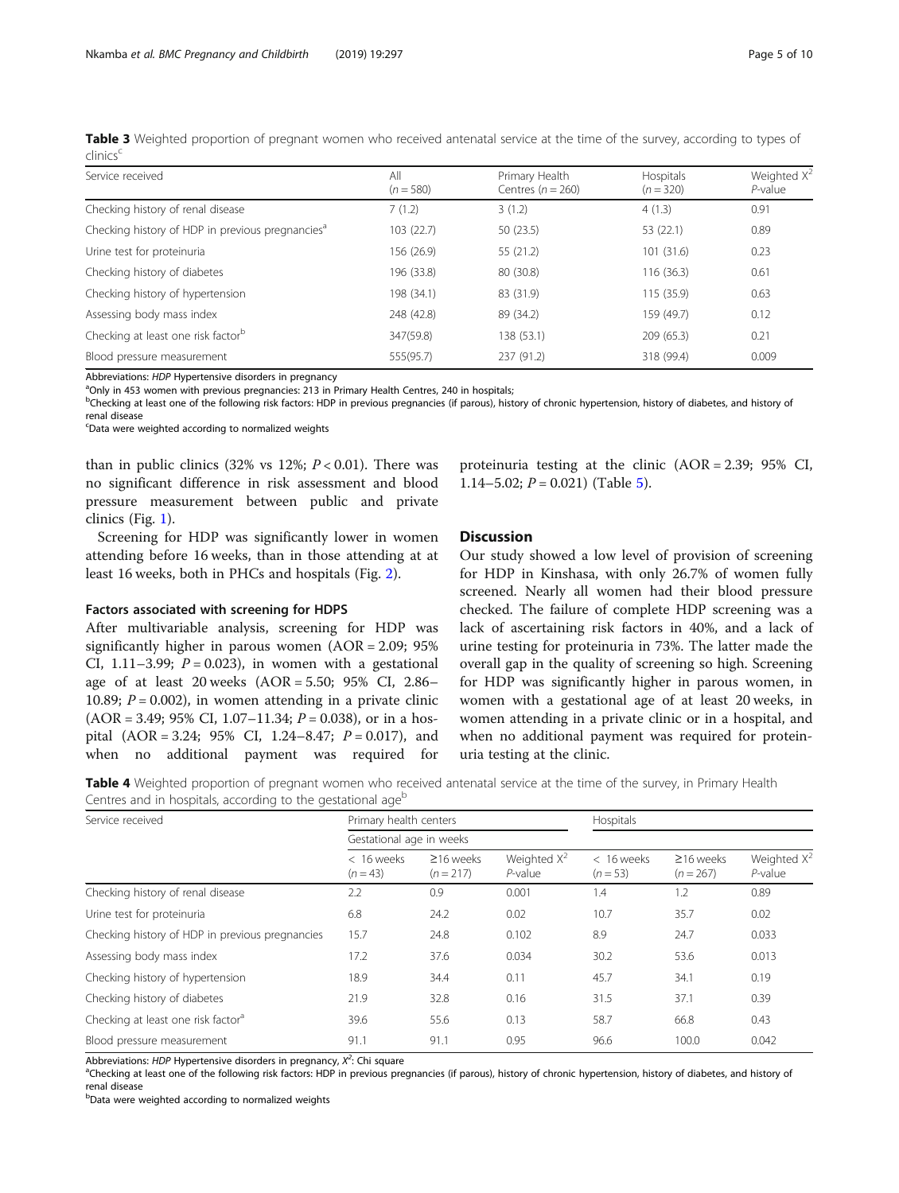**Table 3** Weighted proportion of pregnant women who received antenatal service at the time of the survey, according to types of clinics[c]

| Service received | All (n = 580) | Primary Health Centres (n = 260) | Hospitals (n = 320) | Weighted $X^2$ P-value |
|---|---|---|---|---|
| Checking history of renal disease | 7 (1.2) | 3 (1.2) | 4 (1.3) | 0.91 |
| Checking history of HDP in previous pregnancies[a] | 103 (22.7) | 50 (23.5) | 53 (22.1) | 0.89 |
| Urine test for proteinuria | 156 (26.9) | 55 (21.2) | 101 (31.6) | 0.23 |
| Checking history of diabetes | 196 (33.8) | 80 (30.8) | 116 (36.3) | 0.61 |
| Checking history of hypertension | 198 (34.1) | 83 (31.9) | 115 (35.9) | 0.63 |
| Assessing body mass index | 248 (42.8) | 89 (34.2) | 159 (49.7) | 0.12 |
| Checking at least one risk factor[b] | 347(59.8) | 138 (53.1) | 209 (65.3) | 0.21 |
| Blood pressure measurement | 555(95.7) | 237 (91.2) | 318 (99.4) | 0.009 |

Abbreviations: *HDP* Hypertensive disorders in pregnancy
[a]Only in 453 women with previous pregnancies: 213 in Primary Health Centres, 240 in hospitals;
[b]Checking at least one of the following risk factors: HDP in previous pregnancies (if parous), history of chronic hypertension, history of diabetes, and history of renal disease
[c]Data were weighted according to normalized weights

than in public clinics (32% vs 12%; $P < 0.01$). There was no significant difference in risk assessment and blood pressure measurement between public and private clinics (Fig. 1).

Screening for HDP was significantly lower in women attending before 16 weeks, than in those attending at at least 16 weeks, both in PHCs and hospitals (Fig. 2).

### Factors associated with screening for HDPS

After multivariable analysis, screening for HDP was significantly higher in parous women (AOR = 2.09; 95% CI, 1.11–3.99; $P = 0.023$), in women with a gestational age of at least 20 weeks (AOR = 5.50; 95% CI, 2.86–10.89; $P = 0.002$), in women attending in a private clinic (AOR = 3.49; 95% CI, 1.07–11.34; $P = 0.038$), or in a hospital (AOR = 3.24; 95% CI, 1.24–8.47; $P = 0.017$), and when no additional payment was required for proteinuria testing at the clinic (AOR = 2.39; 95% CI, 1.14–5.02; $P = 0.021$) (Table 5).

## Discussion

Our study showed a low level of provision of screening for HDP in Kinshasa, with only 26.7% of women fully screened. Nearly all women had their blood pressure checked. The failure of complete HDP screening was a lack of ascertaining risk factors in 40%, and a lack of urine testing for proteinuria in 73%. The latter made the overall gap in the quality of screening so high. Screening for HDP was significantly higher in parous women, in women with a gestational age of at least 20 weeks, in women attending in a private clinic or in a hospital, and when no additional payment was required for proteinuria testing at the clinic.

**Table 4** Weighted proportion of pregnant women who received antenatal service at the time of the survey, in Primary Health Centres and in hospitals, according to the gestational age[b]

| Service received | Primary health centers | | | Hospitals | | |
|---|---|---|---|---|---|---|
| | Gestational age in weeks | | | | | |
| | < 16 weeks (n = 43) | ≥16 weeks (n = 217) | Weighted $X^2$ P-value | < 16 weeks (n = 53) | ≥16 weeks (n = 267) | Weighted $X^2$ P-value |
| Checking history of renal disease | 2.2 | 0.9 | 0.001 | 1.4 | 1.2 | 0.89 |
| Urine test for proteinuria | 6.8 | 24.2 | 0.02 | 10.7 | 35.7 | 0.02 |
| Checking history of HDP in previous pregnancies | 15.7 | 24.8 | 0.102 | 8.9 | 24.7 | 0.033 |
| Assessing body mass index | 17.2 | 37.6 | 0.034 | 30.2 | 53.6 | 0.013 |
| Checking history of hypertension | 18.9 | 34.4 | 0.11 | 45.7 | 34.1 | 0.19 |
| Checking history of diabetes | 21.9 | 32.8 | 0.16 | 31.5 | 37.1 | 0.39 |
| Checking at least one risk factor[a] | 39.6 | 55.6 | 0.13 | 58.7 | 66.8 | 0.43 |
| Blood pressure measurement | 91.1 | 91.1 | 0.95 | 96.6 | 100.0 | 0.042 |

Abbreviations: *HDP* Hypertensive disorders in pregnancy, $X^2$: Chi square
[a]Checking at least one of the following risk factors: HDP in previous pregnancies (if parous), history of chronic hypertension, history of diabetes, and history of renal disease
[b]Data were weighted according to normalized weights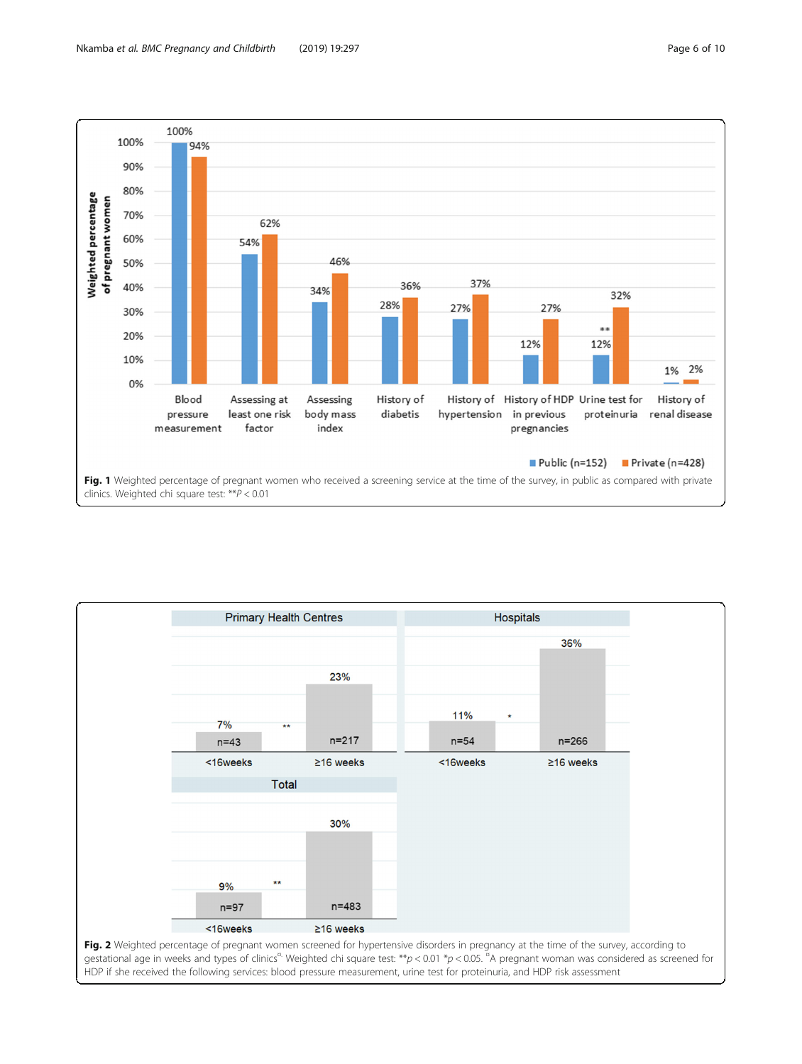**Fig. 1** Weighted percentage of pregnant women who received a screening service at the time of the survey, in public as compared with private clinics. Weighted chi square test: **$P < 0.01$

**Fig. 2** Weighted percentage of pregnant women screened for hypertensive disorders in pregnancy at the time of the survey, according to gestational age in weeks and types of clinics[a]. Weighted chi square test: **$p < 0.01$ *$p < 0.05$. [a]A pregnant woman was considered as screened for HDP if she received the following services: blood pressure measurement, urine test for proteinuria, and HDP risk assessment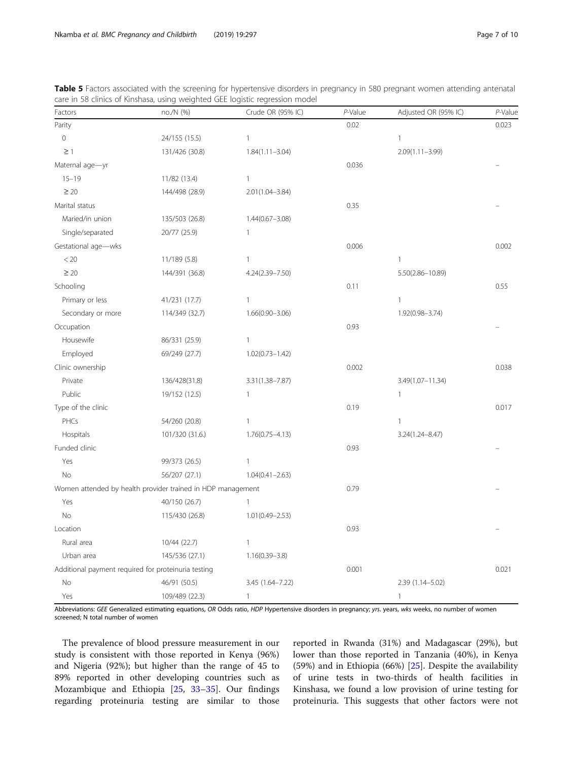**Table 5** Factors associated with the screening for hypertensive disorders in pregnancy in 580 pregnant women attending antenatal care in 58 clinics of Kinshasa, using weighted GEE logistic regression model

| Factors | no./N (%) | Crude OR (95% IC) | *P*-Value | Adjusted OR (95% IC) | *P*-Value |
|---|---|---|---|---|---|
| Parity | | | 0.02 | | 0.023 |
| 0 | 24/155 (15.5) | 1 | | 1 | |
| ≥ 1 | 131/426 (30.8) | 1.84(1.11–3.04) | | 2.09(1.11–3.99) | |
| Maternal age—yr | | | 0.036 | | – |
| 15–19 | 11/82 (13.4) | 1 | | | |
| ≥ 20 | 144/498 (28.9) | 2.01(1.04–3.84) | | | |
| Marital status | | | 0.35 | | – |
| Maried/in union | 135/503 (26.8) | 1.44(0.67–3.08) | | | |
| Single/separated | 20/77 (25.9) | 1 | | | |
| Gestational age—wks | | | 0.006 | | 0.002 |
| < 20 | 11/189 (5.8) | 1 | | 1 | |
| ≥ 20 | 144/391 (36.8) | 4.24(2.39–7.50) | | 5.50(2.86–10.89) | |
| Schooling | | | 0.11 | | 0.55 |
| Primary or less | 41/231 (17.7) | 1 | | 1 | |
| Secondary or more | 114/349 (32.7) | 1.66(0.90–3.06) | | 1.92(0.98–3.74) | |
| Occupation | | | 0.93 | | – |
| Housewife | 86/331 (25.9) | 1 | | | |
| Employed | 69/249 (27.7) | 1.02(0.73–1.42) | | | |
| Clinic ownership | | | 0.002 | | 0.038 |
| Private | 136/428(31.8) | 3.31(1.38–7.87) | | 3.49(1.07–11.34) | |
| Public | 19/152 (12.5) | 1 | | 1 | |
| Type of the clinic | | | 0.19 | | 0.017 |
| PHCs | 54/260 (20.8) | 1 | | 1 | |
| Hospitals | 101/320 (31.6.) | 1.76(0.75–4.13) | | 3.24(1.24–8.47) | |
| Funded clinic | | | 0.93 | | – |
| Yes | 99/373 (26.5) | 1 | | | |
| No | 56/207 (27.1) | 1.04(0.41–2.63) | | | |
| Women attended by health provider trained in HDP management | | | 0.79 | | – |
| Yes | 40/150 (26.7) | 1 | | | |
| No | 115/430 (26.8) | 1.01(0.49–2.53) | | | |
| Location | | | 0.93 | | – |
| Rural area | 10/44 (22.7) | 1 | | | |
| Urban area | 145/536 (27.1) | 1.16(0.39–3.8) | | | |
| Additional payment required for proteinuria testing | | | 0.001 | | 0.021 |
| No | 46/91 (50.5) | 3.45 (1.64–7.22) | | 2.39 (1.14–5.02) | |
| Yes | 109/489 (22.3) | 1 | | 1 | |

Abbreviations: *GEE* Generalized estimating equations, *OR* Odds ratio, *HDP* Hypertensive disorders in pregnancy; *yrs*. years, *wks* weeks, no number of women screened; N total number of women

The prevalence of blood pressure measurement in our study is consistent with those reported in Kenya (96%) and Nigeria (92%); but higher than the range of 45 to 89% reported in other developing countries such as Mozambique and Ethiopia [25, 33–35]. Our findings regarding proteinuria testing are similar to those reported in Rwanda (31%) and Madagascar (29%), but lower than those reported in Tanzania (40%), in Kenya (59%) and in Ethiopia (66%) [25]. Despite the availability of urine tests in two-thirds of health facilities in Kinshasa, we found a low provision of urine testing for proteinuria. This suggests that other factors were not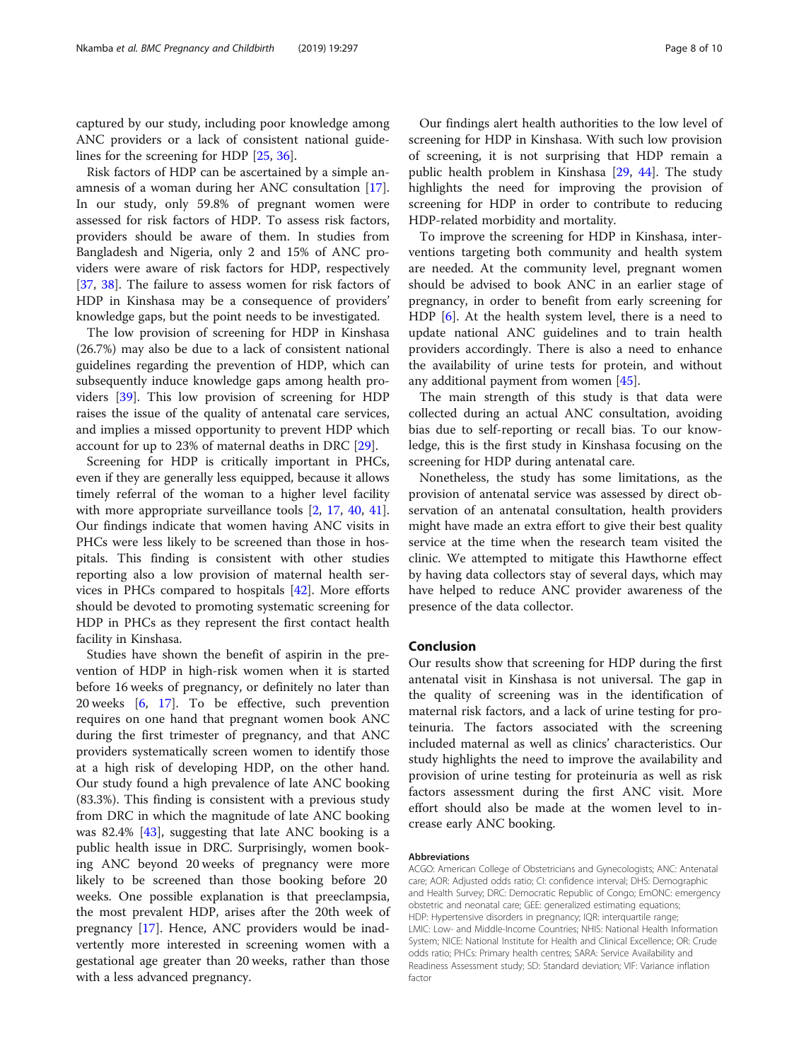captured by our study, including poor knowledge among ANC providers or a lack of consistent national guidelines for the screening for HDP [25, 36].

Risk factors of HDP can be ascertained by a simple anamnesis of a woman during her ANC consultation [17]. In our study, only 59.8% of pregnant women were assessed for risk factors of HDP. To assess risk factors, providers should be aware of them. In studies from Bangladesh and Nigeria, only 2 and 15% of ANC providers were aware of risk factors for HDP, respectively [37, 38]. The failure to assess women for risk factors of HDP in Kinshasa may be a consequence of providers' knowledge gaps, but the point needs to be investigated.

The low provision of screening for HDP in Kinshasa (26.7%) may also be due to a lack of consistent national guidelines regarding the prevention of HDP, which can subsequently induce knowledge gaps among health providers [39]. This low provision of screening for HDP raises the issue of the quality of antenatal care services, and implies a missed opportunity to prevent HDP which account for up to 23% of maternal deaths in DRC [29].

Screening for HDP is critically important in PHCs, even if they are generally less equipped, because it allows timely referral of the woman to a higher level facility with more appropriate surveillance tools [2, 17, 40, 41]. Our findings indicate that women having ANC visits in PHCs were less likely to be screened than those in hospitals. This finding is consistent with other studies reporting also a low provision of maternal health services in PHCs compared to hospitals [42]. More efforts should be devoted to promoting systematic screening for HDP in PHCs as they represent the first contact health facility in Kinshasa.

Studies have shown the benefit of aspirin in the prevention of HDP in high-risk women when it is started before 16 weeks of pregnancy, or definitely no later than 20 weeks [6, 17]. To be effective, such prevention requires on one hand that pregnant women book ANC during the first trimester of pregnancy, and that ANC providers systematically screen women to identify those at a high risk of developing HDP, on the other hand. Our study found a high prevalence of late ANC booking (83.3%). This finding is consistent with a previous study from DRC in which the magnitude of late ANC booking was 82.4% [43], suggesting that late ANC booking is a public health issue in DRC. Surprisingly, women booking ANC beyond 20 weeks of pregnancy were more likely to be screened than those booking before 20 weeks. One possible explanation is that preeclampsia, the most prevalent HDP, arises after the 20th week of pregnancy [17]. Hence, ANC providers would be inadvertently more interested in screening women with a gestational age greater than 20 weeks, rather than those with a less advanced pregnancy.

Our findings alert health authorities to the low level of screening for HDP in Kinshasa. With such low provision of screening, it is not surprising that HDP remain a public health problem in Kinshasa [29, 44]. The study highlights the need for improving the provision of screening for HDP in order to contribute to reducing HDP-related morbidity and mortality.

To improve the screening for HDP in Kinshasa, interventions targeting both community and health system are needed. At the community level, pregnant women should be advised to book ANC in an earlier stage of pregnancy, in order to benefit from early screening for HDP [6]. At the health system level, there is a need to update national ANC guidelines and to train health providers accordingly. There is also a need to enhance the availability of urine tests for protein, and without any additional payment from women [45].

The main strength of this study is that data were collected during an actual ANC consultation, avoiding bias due to self-reporting or recall bias. To our knowledge, this is the first study in Kinshasa focusing on the screening for HDP during antenatal care.

Nonetheless, the study has some limitations, as the provision of antenatal service was assessed by direct observation of an antenatal consultation, health providers might have made an extra effort to give their best quality service at the time when the research team visited the clinic. We attempted to mitigate this Hawthorne effect by having data collectors stay of several days, which may have helped to reduce ANC provider awareness of the presence of the data collector.

## Conclusion

Our results show that screening for HDP during the first antenatal visit in Kinshasa is not universal. The gap in the quality of screening was in the identification of maternal risk factors, and a lack of urine testing for proteinuria. The factors associated with the screening included maternal as well as clinics' characteristics. Our study highlights the need to improve the availability and provision of urine testing for proteinuria as well as risk factors assessment during the first ANC visit. More effort should also be made at the women level to increase early ANC booking.

#### Abbreviations

ACGO: American College of Obstetricians and Gynecologists; ANC: Antenatal care; AOR: Adjusted odds ratio; CI: confidence interval; DHS: Demographic and Health Survey; DRC: Democratic Republic of Congo; EmONC: emergency obstetric and neonatal care; GEE: generalized estimating equations; HDP: Hypertensive disorders in pregnancy; IQR: interquartile range; LMIC: Low- and Middle-Income Countries; NHIS: National Health Information System; NICE: National Institute for Health and Clinical Excellence; OR: Crude odds ratio; PHCs: Primary health centres; SARA: Service Availability and Readiness Assessment study; SD: Standard deviation; VIF: Variance inflation factor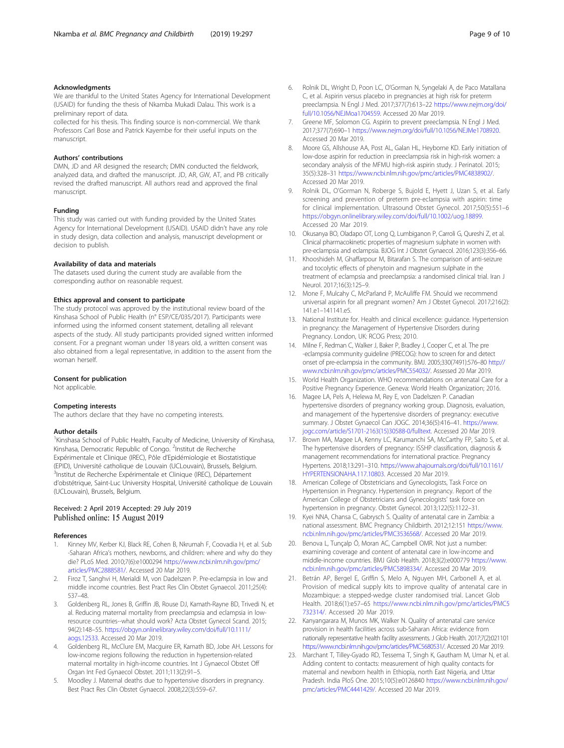### Acknowledgments

We are thankful to the United States Agency for International Development (USAID) for funding the thesis of Nkamba Mukadi Dalau. This work is a preliminary report of data.

collected for his thesis. This finding source is non-commercial. We thank Professors Carl Bose and Patrick Kayembe for their useful inputs on the manuscript.

### Authors' contributions

DMN, JD and AR designed the research; DMN conducted the fieldwork, analyzed data, and drafted the manuscript. JD, AR, GW, AT, and PB critically revised the drafted manuscript. All authors read and approved the final manuscript.

### Funding

This study was carried out with funding provided by the United States Agency for International Development (USAID). USAID didn't have any role in study design, data collection and analysis, manuscript development or decision to publish.

### Availability of data and materials

The datasets used during the current study are available from the corresponding author on reasonable request.

### Ethics approval and consent to participate

The study protocol was approved by the institutional review board of the Kinshasa School of Public Health (n° ESP/CE/035/2017). Participants were informed using the informed consent statement, detailing all relevant aspects of the study. All study participants provided signed written informed consent. For a pregnant woman under 18 years old, a written consent was also obtained from a legal representative, in addition to the assent from the woman herself.

### Consent for publication

Not applicable.

### Competing interests

The authors declare that they have no competing interests.

### Author details

[1]Kinshasa School of Public Health, Faculty of Medicine, University of Kinshasa, Kinshasa, Democratic Republic of Congo. [2]Institut de Recherche Expérimentale et Clinique (IREC), Pôle d'Epidémiologie et Biostatistique (EPID), Université catholique de Louvain (UCLouvain), Brussels, Belgium. [3]Institut de Recherche Expérimentale et Clinique (IREC), Département d'obstétrique, Saint-Luc University Hospital, Université catholique de Louvain (UCLouvain), Brussels, Belgium.

Received: 2 April 2019 Accepted: 29 July 2019
Published online: 15 August 2019

### References

1. Kinney MV, Kerber KJ, Black RE, Cohen B, Nkrumah F, Coovadia H, et al. Sub -Saharan Africa's mothers, newborns, and children: where and why do they die? PLoS Med. 2010;7(6):e1000294 https://www.ncbi.nlm.nih.gov/pmc/articles/PMC2888581/. Accessed 20 Mar 2019.
2. Firoz T, Sanghvi H, Merialdi M, von Dadelszen P. Pre-eclampsia in low and middle income countries. Best Pract Res Clin Obstet Gynaecol. 2011;25(4):537–48.
3. Goldenberg RL, Jones B, Griffin JB, Rouse DJ, Kamath-Rayne BD, Trivedi N, et al. Reducing maternal mortality from preeclampsia and eclampsia in low-resource countries--what should work? Acta Obstet Gynecol Scand. 2015;94(2):148–55. https://obgyn.onlinelibrary.wiley.com/doi/full/10.1111/aogs.12533. Accessed 20 Mar 2019.
4. Goldenberg RL, McClure EM, Macguire ER, Kamath BD, Jobe AH. Lessons for low-income regions following the reduction in hypertension-related maternal mortality in high-income countries. Int J Gynaecol Obstet Off Organ Int Fed Gynaecol Obstet. 2011;113(2):91–5.
5. Moodley J. Maternal deaths due to hypertensive disorders in pregnancy. Best Pract Res Clin Obstet Gynaecol. 2008;22(3):559–67.
6. Rolnik DL, Wright D, Poon LC, O'Gorman N, Syngelaki A, de Paco Matallana C, et al. Aspirin versus placebo in pregnancies at high risk for preterm preeclampsia. N Engl J Med. 2017;377(7):613–22 https://www.nejm.org/doi/full/10.1056/NEJMoa1704559. Accessed 20 Mar 2019.
7. Greene MF, Solomon CG. Aspirin to prevent preeclampsia. N Engl J Med. 2017;377(7):690–1 https://www.nejm.org/doi/full/10.1056/NEJMe1708920. Accessed 20 Mar 2019.
8. Moore GS, Allshouse AA, Post AL, Galan HL, Heyborne KD. Early initiation of low-dose aspirin for reduction in preeclampsia risk in high-risk women: a secondary analysis of the MFMU high-risk aspirin study. J Perinatol. 2015;35(5):328–31 https://www.ncbi.nlm.nih.gov/pmc/articles/PMC4838902/. Accessed 20 Mar 2019.
9. Rolnik DL, O'Gorman N, Roberge S, Bujold E, Hyett J, Uzan S, et al. Early screening and prevention of preterm pre-eclampsia with aspirin: time for clinical implementation. Ultrasound Obstet Gynecol. 2017;50(5):551–6 https://obgyn.onlinelibrary.wiley.com/doi/full/10.1002/uog.18899. Accessed 20 Mar 2019.
10. Okusanya BO, Oladapo OT, Long Q, Lumbiganon P, Carroli G, Qureshi Z, et al. Clinical pharmacokinetic properties of magnesium sulphate in women with pre-eclampsia and eclampsia. BJOG Int J Obstet Gynaecol. 2016;123(3):356–66.
11. Khooshideh M, Ghaffarpour M, Bitarafan S. The comparison of anti-seizure and tocolytic effects of phenytoin and magnesium sulphate in the treatment of eclampsia and preeclampsia: a randomised clinical trial. Iran J Neurol. 2017;16(3):125–9.
12. Mone F, Mulcahy C, McParland P, McAuliffe FM. Should we recommend universal aspirin for all pregnant women? Am J Obstet Gynecol. 2017;216(2):141.e1–141141.e5.
13. National Institute for. Health and clinical excellence: guidance. Hypertension in pregnancy: the Management of Hypertensive Disorders during Pregnancy. London, UK: RCOG Press; 2010.
14. Milne F, Redman C, Walker J, Baker P, Bradley J, Cooper C, et al. The pre -eclampsia community guideline (PRECOG): how to screen for and detect onset of pre-eclampsia in the community. BMJ. 2005;330(7491):576–80 http://www.ncbi.nlm.nih.gov/pmc/articles/PMC554032/. Assessed 20 Mar 2019.
15. World Health Organization. WHO recommendations on antenatal Care for a Positive Pregnancy Experience. Geneva: World Health Organization; 2016.
16. Magee LA, Pels A, Helewa M, Rey E, von Dadelszen P. Canadian hypertensive disorders of pregnancy working group. Diagnosis, evaluation, and management of the hypertensive disorders of pregnancy: executive summary. J Obstet Gynaecol Can JOGC. 2014;36(5):416–41. https://www.jogc.com/article/S1701-2163(15)30588-0/fulltext. Accessed 20 Mar 2019.
17. Brown MA, Magee LA, Kenny LC, Karumanchi SA, McCarthy FP, Saito S, et al. The hypertensive disorders of pregnancy: ISSHP classification, diagnosis & management recommendations for international practice. Pregnancy Hypertens. 2018;13:291–310. https://www.ahajournals.org/doi/full/10.1161/HYPERTENSIONAHA.117.10803. Accessed 20 Mar 2019.
18. American College of Obstetricians and Gynecologists, Task Force on Hypertension in Pregnancy. Hypertension in pregnancy. Report of the American College of Obstetricians and Gynecologists' task force on hypertension in pregnancy. Obstet Gynecol. 2013;122(5):1122–31.
19. Kyei NNA, Chansa C, Gabrysch S. Quality of antenatal care in Zambia: a national assessment. BMC Pregnancy Childbirth. 2012;12:151 https://www.ncbi.nlm.nih.gov/pmc/articles/PMC3536568/. Accessed 20 Mar 2019.
20. Benova L, Tunçalp Ö, Moran AC, Campbell OMR. Not just a number: examining coverage and content of antenatal care in low-income and middle-income countries. BMJ Glob Health. 2018;3(2):e000779 https://www.ncbi.nlm.nih.gov/pmc/articles/PMC5898334/. Accessed 20 Mar 2019.
21. Betrán AP, Bergel E, Griffin S, Melo A, Nguyen MH, Carbonell A, et al. Provision of medical supply kits to improve quality of antenatal care in Mozambique: a stepped-wedge cluster randomised trial. Lancet Glob Health. 2018;6(1):e57–65 https://www.ncbi.nlm.nih.gov/pmc/articles/PMC5732314/. Accessed 20 Mar 2019.
22. Kanyangarara M, Munos MK, Walker N. Quality of antenatal care service provision in health facilities across sub-Saharan Africa: evidence from nationally representative health facility assessments. J Glob Health. 2017;7(2):021101 https://www.ncbi.nlm.nih.gov/pmc/articles/PMC5680531/. Accessed 20 Mar 2019.
23. Marchant T, Tilley-Gyado RD, Tessema T, Singh K, Gautham M, Umar N, et al. Adding content to contacts: measurement of high quality contacts for maternal and newborn health in Ethiopia, north East Nigeria, and Uttar Pradesh. India PloS One. 2015;10(5):e0126840 https://www.ncbi.nlm.nih.gov/pmc/articles/PMC4441429/. Accessed 20 Mar 2019.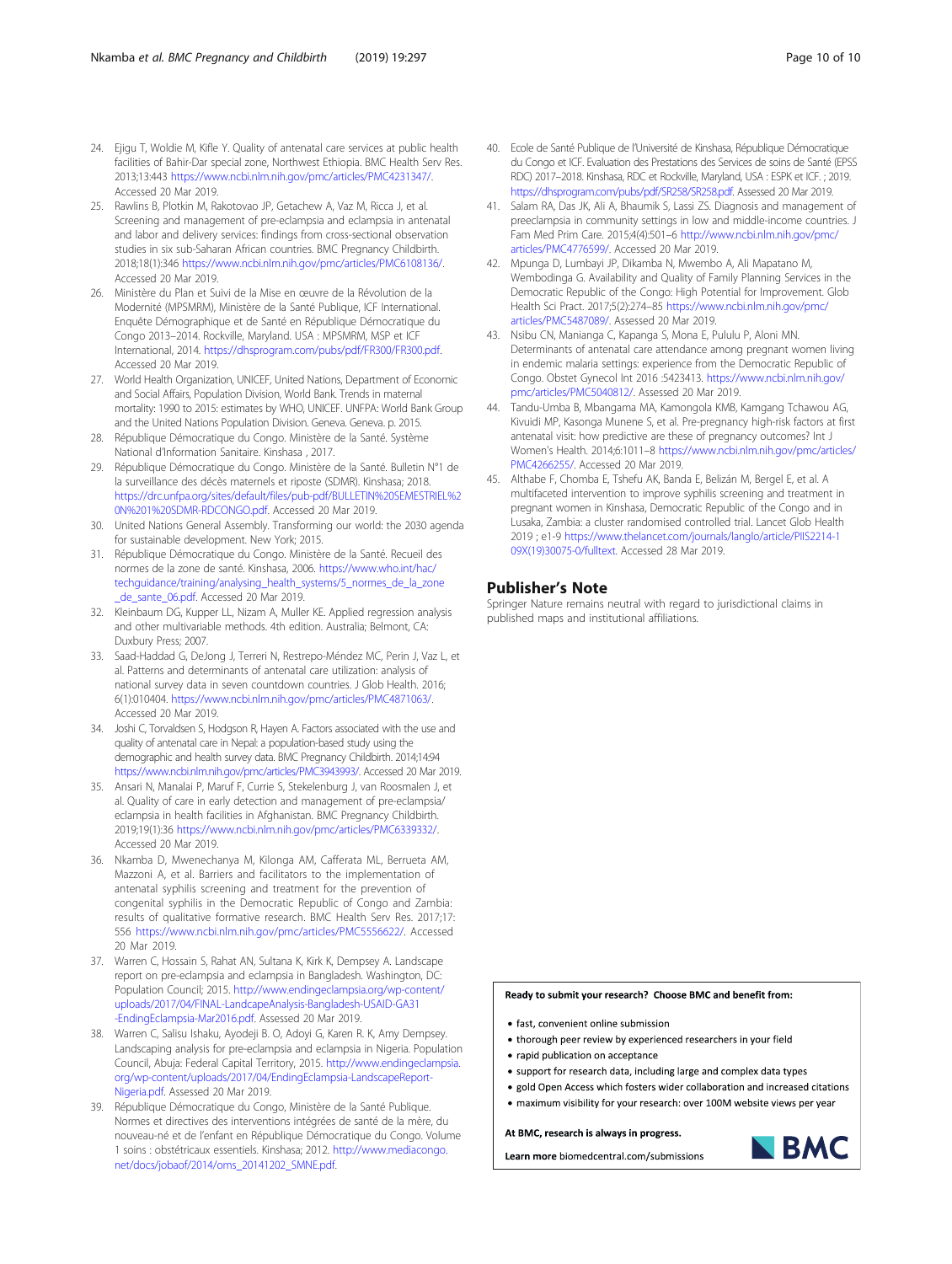24. Ejigu T, Woldie M, Kifle Y. Quality of antenatal care services at public health facilities of Bahir-Dar special zone, Northwest Ethiopia. BMC Health Serv Res. 2013;13:443 https://www.ncbi.nlm.nih.gov/pmc/articles/PMC4231347/. Accessed 20 Mar 2019.
25. Rawlins B, Plotkin M, Rakotovao JP, Getachew A, Vaz M, Ricca J, et al. Screening and management of pre-eclampsia and eclampsia in antenatal and labor and delivery services: findings from cross-sectional observation studies in six sub-Saharan African countries. BMC Pregnancy Childbirth. 2018;18(1):346 https://www.ncbi.nlm.nih.gov/pmc/articles/PMC6108136/. Accessed 20 Mar 2019.
26. Ministère du Plan et Suivi de la Mise en œuvre de la Révolution de la Modernité (MPSMRM), Ministère de la Santé Publique, ICF International. Enquête Démographique et de Santé en République Démocratique du Congo 2013–2014. Rockville, Maryland. USA : MPSMRM, MSP et ICF International, 2014. https://dhsprogram.com/pubs/pdf/FR300/FR300.pdf. Accessed 20 Mar 2019.
27. World Health Organization, UNICEF, United Nations, Department of Economic and Social Affairs, Population Division, World Bank. Trends in maternal mortality: 1990 to 2015: estimates by WHO, UNICEF. UNFPA: World Bank Group and the United Nations Population Division. Geneva. Geneva. p. 2015.
28. République Démocratique du Congo. Ministère de la Santé. Système National d'Information Sanitaire. Kinshasa , 2017.
29. République Démocratique du Congo. Ministère de la Santé. Bulletin N°1 de la surveillance des décès maternels et riposte (SDMR). Kinshasa; 2018. https://drc.unfpa.org/sites/default/files/pub-pdf/BULLETIN%20SEMESTRIEL%20N%201%20SDMR-RDCONGO.pdf. Accessed 20 Mar 2019.
30. United Nations General Assembly. Transforming our world: the 2030 agenda for sustainable development. New York; 2015.
31. République Démocratique du Congo. Ministère de la Santé. Recueil des normes de la zone de santé. Kinshasa, 2006. https://www.who.int/hac/techguidance/training/analysing_health_systems/5_normes_de_la_zone_de_sante_06.pdf. Accessed 20 Mar 2019.
32. Kleinbaum DG, Kupper LL, Nizam A, Muller KE. Applied regression analysis and other multivariable methods. 4th edition. Australia; Belmont, CA: Duxbury Press; 2007.
33. Saad-Haddad G, DeJong J, Terreri N, Restrepo-Méndez MC, Perin J, Vaz L, et al. Patterns and determinants of antenatal care utilization: analysis of national survey data in seven countdown countries. J Glob Health. 2016; 6(1):010404. https://www.ncbi.nlm.nih.gov/pmc/articles/PMC4871063/. Accessed 20 Mar 2019.
34. Joshi C, Torvaldsen S, Hodgson R, Hayen A. Factors associated with the use and quality of antenatal care in Nepal: a population-based study using the demographic and health survey data. BMC Pregnancy Childbirth. 2014;14:94 https://www.ncbi.nlm.nih.gov/pmc/articles/PMC3943993/. Accessed 20 Mar 2019.
35. Ansari N, Manalai P, Maruf F, Currie S, Stekelenburg J, van Roosmalen J, et al. Quality of care in early detection and management of pre-eclampsia/eclampsia in health facilities in Afghanistan. BMC Pregnancy Childbirth. 2019;19(1):36 https://www.ncbi.nlm.nih.gov/pmc/articles/PMC6339332/. Accessed 20 Mar 2019.
36. Nkamba D, Mwenechanya M, Kilonga AM, Cafferata ML, Berrueta AM, Mazzoni A, et al. Barriers and facilitators to the implementation of antenatal syphilis screening and treatment for the prevention of congenital syphilis in the Democratic Republic of Congo and Zambia: results of qualitative formative research. BMC Health Serv Res. 2017;17: 556 https://www.ncbi.nlm.nih.gov/pmc/articles/PMC5556622/. Accessed 20 Mar 2019.
37. Warren C, Hossain S, Rahat AN, Sultana K, Kirk K, Dempsey A. Landscape report on pre-eclampsia and eclampsia in Bangladesh. Washington, DC: Population Council; 2015. http://www.endingeclampsia.org/wp-content/uploads/2017/04/FINAL-LandcapeAnalysis-Bangladesh-USAID-GA31-EndingEclampsia-Mar2016.pdf. Assessed 20 Mar 2019.
38. Warren C, Salisu Ishaku, Ayodeji B. O, Adoyi G, Karen R. K, Amy Dempsey. Landscaping analysis for pre-eclampsia and eclampsia in Nigeria. Population Council, Abuja: Federal Capital Territory, 2015. http://www.endingeclampsia.org/wp-content/uploads/2017/04/EndingEclampsia-LandscapeReport-Nigeria.pdf. Assessed 20 Mar 2019.
39. République Démocratique du Congo, Ministère de la Santé Publique. Normes et directives des interventions intégrées de santé de la mère, du nouveau-né et de l'enfant en République Démocratique du Congo. Volume 1 soins : obstétricaux essentiels. Kinshasa; 2012. http://www.mediacongo.net/docs/jobaof/2014/oms_20141202_SMNE.pdf.
40. Ecole de Santé Publique de l'Université de Kinshasa, République Démocratique du Congo et ICF. Evaluation des Prestations des Services de soins de Santé (EPSS RDC) 2017–2018. Kinshasa, RDC et Rockville, Maryland, USA : ESPK et ICF. ; 2019. https://dhsprogram.com/pubs/pdf/SR258/SR258.pdf. Assessed 20 Mar 2019.
41. Salam RA, Das JK, Ali A, Bhaumik S, Lassi ZS. Diagnosis and management of preeclampsia in community settings in low and middle-income countries. J Fam Med Prim Care. 2015;4(4):501–6 http://www.ncbi.nlm.nih.gov/pmc/articles/PMC4776599/. Accessed 20 Mar 2019.
42. Mpunga D, Lumbayi JP, Dikamba N, Mwembo A, Ali Mapatano M, Wembodinga G. Availability and Quality of Family Planning Services in the Democratic Republic of the Congo: High Potential for Improvement. Glob Health Sci Pract. 2017;5(2):274–85 https://www.ncbi.nlm.nih.gov/pmc/articles/PMC5487089/. Assessed 20 Mar 2019.
43. Nsibu CN, Manianga C, Kapanga S, Mona E, Pululu P, Aloni MN. Determinants of antenatal care attendance among pregnant women living in endemic malaria settings: experience from the Democratic Republic of Congo. Obstet Gynecol Int 2016 :5423413. https://www.ncbi.nlm.nih.gov/pmc/articles/PMC5040812/. Assessed 20 Mar 2019.
44. Tandu-Umba B, Mbangama MA, Kamongola KMB, Kamgang Tchawou AG, Kivuidi MP, Kasonga Munene S, et al. Pre-pregnancy high-risk factors at first antenatal visit: how predictive are these of pregnancy outcomes? Int J Women's Health. 2014;6:1011–8 https://www.ncbi.nlm.nih.gov/pmc/articles/PMC4266255/. Accessed 20 Mar 2019.
45. Althabe F, Chomba E, Tshefu AK, Banda E, Belizán M, Bergel E, et al. A multifaceted intervention to improve syphilis screening and treatment in pregnant women in Kinshasa, Democratic Republic of the Congo and in Lusaka, Zambia: a cluster randomised controlled trial. Lancet Glob Health 2019 ; e1-9 https://www.thelancet.com/journals/langlo/article/PIIS2214-109X(19)30075-0/fulltext. Accessed 28 Mar 2019.

## Publisher's Note

Springer Nature remains neutral with regard to jurisdictional claims in published maps and institutional affiliations.

**Ready to submit your research? Choose BMC and benefit from:**

- fast, convenient online submission
- thorough peer review by experienced researchers in your field
- rapid publication on acceptance
- support for research data, including large and complex data types
- gold Open Access which fosters wider collaboration and increased citations
- maximum visibility for your research: over 100M website views per year

**At BMC, research is always in progress.**

**Learn more** biomedcentral.com/submissions